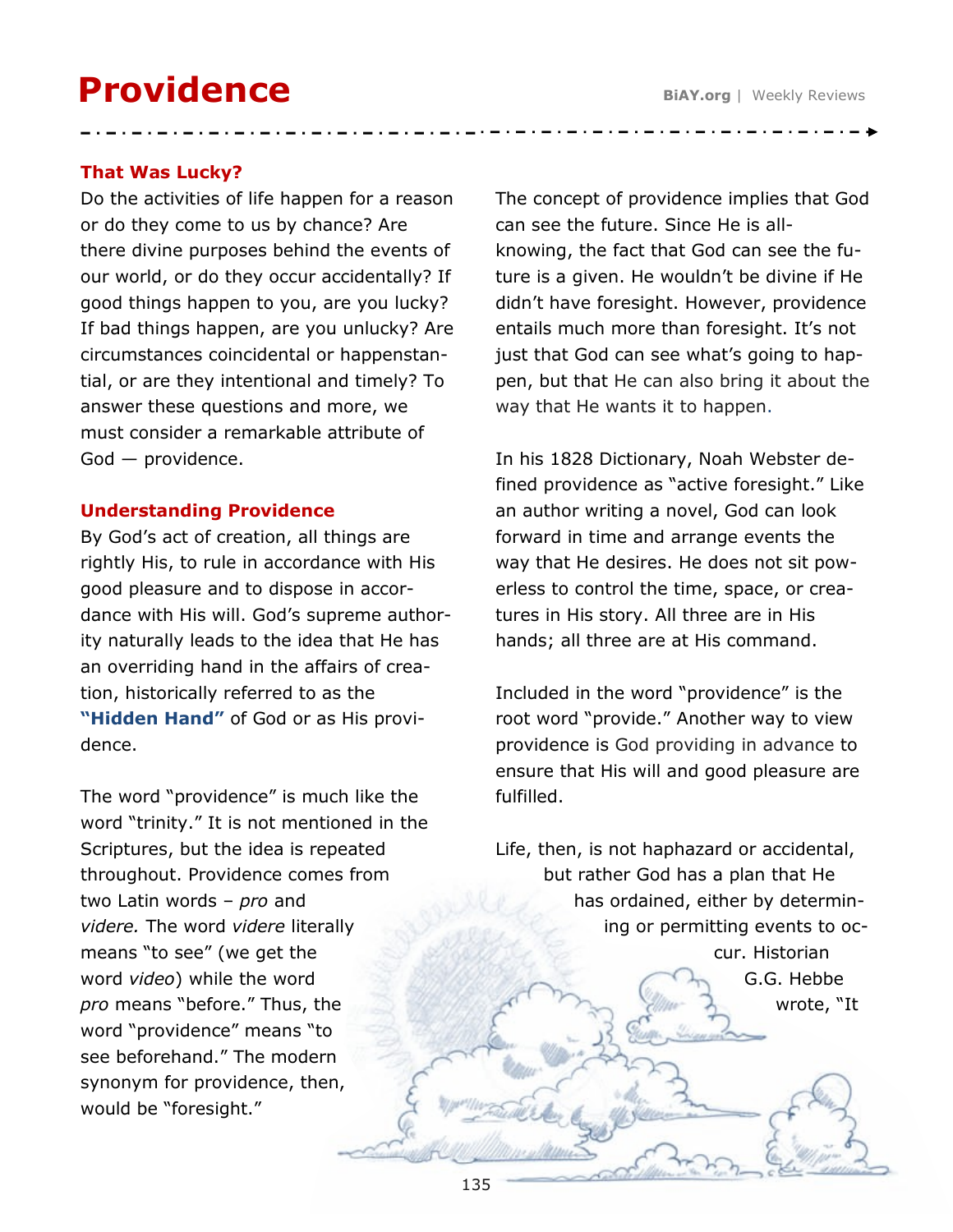# Providence

## That Was Lucky?

Do the activities of life happen for a reason or do they come to us by chance? Are there divine purposes behind the events of our world, or do they occur accidentally? If good things happen to you, are you lucky? If bad things happen, are you unlucky? Are circumstances coincidental or happenstantial, or are they intentional and timely? To answer these questions and more, we must consider a remarkable attribute of God — providence.

## Understanding Providence

By God's act of creation, all things are rightly His, to rule in accordance with His good pleasure and to dispose in accordance with His will. God's supreme authority naturally leads to the idea that He has an overriding hand in the affairs of creation, historically referred to as the **"Hidden Hand"** of God or as His providence.

The word "providence" is much like the word "trinity." It is not mentioned in the Scriptures, but the idea is repeated throughout. Providence comes from two Latin words – *pro* and *videre.* The word *videre* literally means "to see" (we get the word *video*) while the word *pro* means "before." Thus, the word "providence" means "to see beforehand." The modern synonym for providence, then, would be "foresight."

The concept of providence implies that God can see the future. Since He is all-knowing, the fact that God can see the future is a given. He wouldn't be divine if He didn't have foresight. However, providence entails much more than foresight. It's not just that God can see what's going to happen, but that He can also bring it about the way that He wants it to happen.

In his 1828 Dictionary, Noah Webster defined providence as "active foresight." Like an author writing a novel, God can look forward in time and arrange events the way that He desires. He does not sit powerless to control the time, space, or creatures in His story. All three are in His hands; all three are at His command.

Included in the word "providence" is the root word "provide." Another way to view providence is God providing in advance to ensure that His will and good pleasure are fulfilled.

Life, then, is not haphazard or accidental, but rather God has a plan that He has ordained, either by determining or permitting events to occur. Historian G.G. Hebbe wrote, "It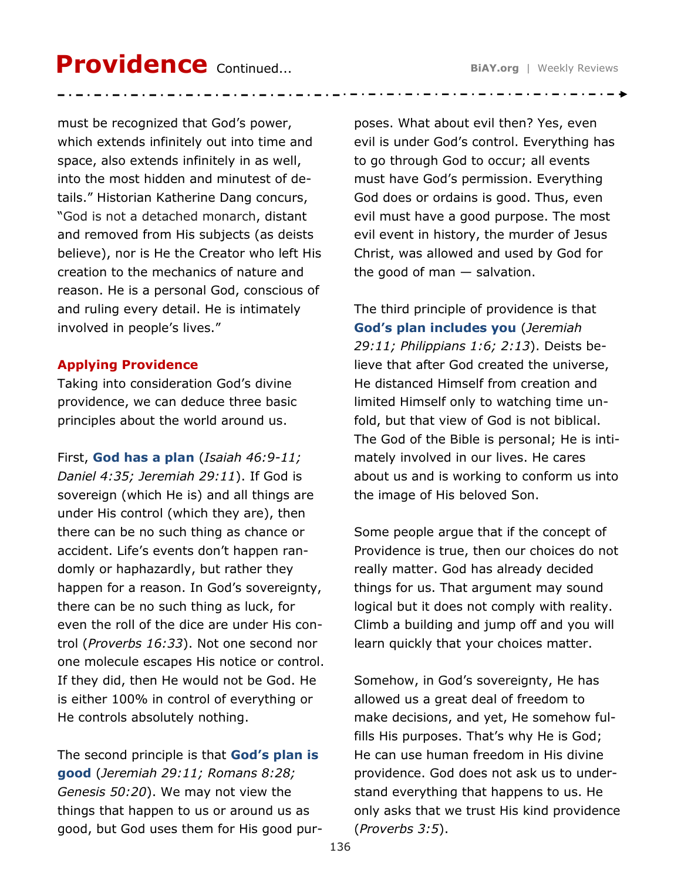must be recognized that God's power, which extends infinitely out into time and space, also extends infinitely in as well, into the most hidden and minutest of details." Historian Katherine Dang concurs, "God is not a detached monarch, distant and removed from His subjects (as deists believe), nor is He the Creator who left His creation to the mechanics of nature and reason. He is a personal God, conscious of and ruling every detail. He is intimately involved in people's lives."

## Applying Providence

Taking into consideration God's divine providence, we can deduce three basic principles about the world around us.

First, **God has a plan** (*Isaiah 46:9-11; Daniel 4:35; Jeremiah 29:11*). If God is sovereign (which He is) and all things are under His control (which they are), then there can be no such thing as chance or accident. Life's events don't happen randomly or haphazardly, but rather they happen for a reason. In God's sovereignty, there can be no such thing as luck, for even the roll of the dice are under His control (*Proverbs 16:33*). Not one second nor one molecule escapes His notice or control. If they did, then He would not be God. He is either 100% in control of everything or He controls absolutely nothing.

The second principle is that **God's plan is good** (*Jeremiah 29:11; Romans 8:28; Genesis 50:20*). We may not view the things that happen to us or around us as good, but God uses them for His good purposes. What about evil then? Yes, even evil is under God's control. Everything has to go through God to occur; all events must have God's permission. Everything God does or ordains is good. Thus, even evil must have a good purpose. The most evil event in history, the murder of Jesus Christ, was allowed and used by God for the good of man — salvation.

The third principle of providence is that **God's plan includes you** (*Jeremiah 29:11; Philippians 1:6; 2:13*). Deists believe that after God created the universe, He distanced Himself from creation and limited Himself only to watching time unfold, but that view of God is not biblical. The God of the Bible is personal; He is intimately involved in our lives. He cares about us and is working to conform us into the image of His beloved Son.

Some people argue that if the concept of Providence is true, then our choices do not really matter. God has already decided things for us. That argument may sound logical but it does not comply with reality. Climb a building and jump off and you will learn quickly that your choices matter.

Somehow, in God's sovereignty, He has allowed us a great deal of freedom to make decisions, and yet, He somehow fulfills His purposes. That's why He is God; He can use human freedom in His divine providence. God does not ask us to understand everything that happens to us. He only asks that we trust His kind providence (*Proverbs 3:5*).